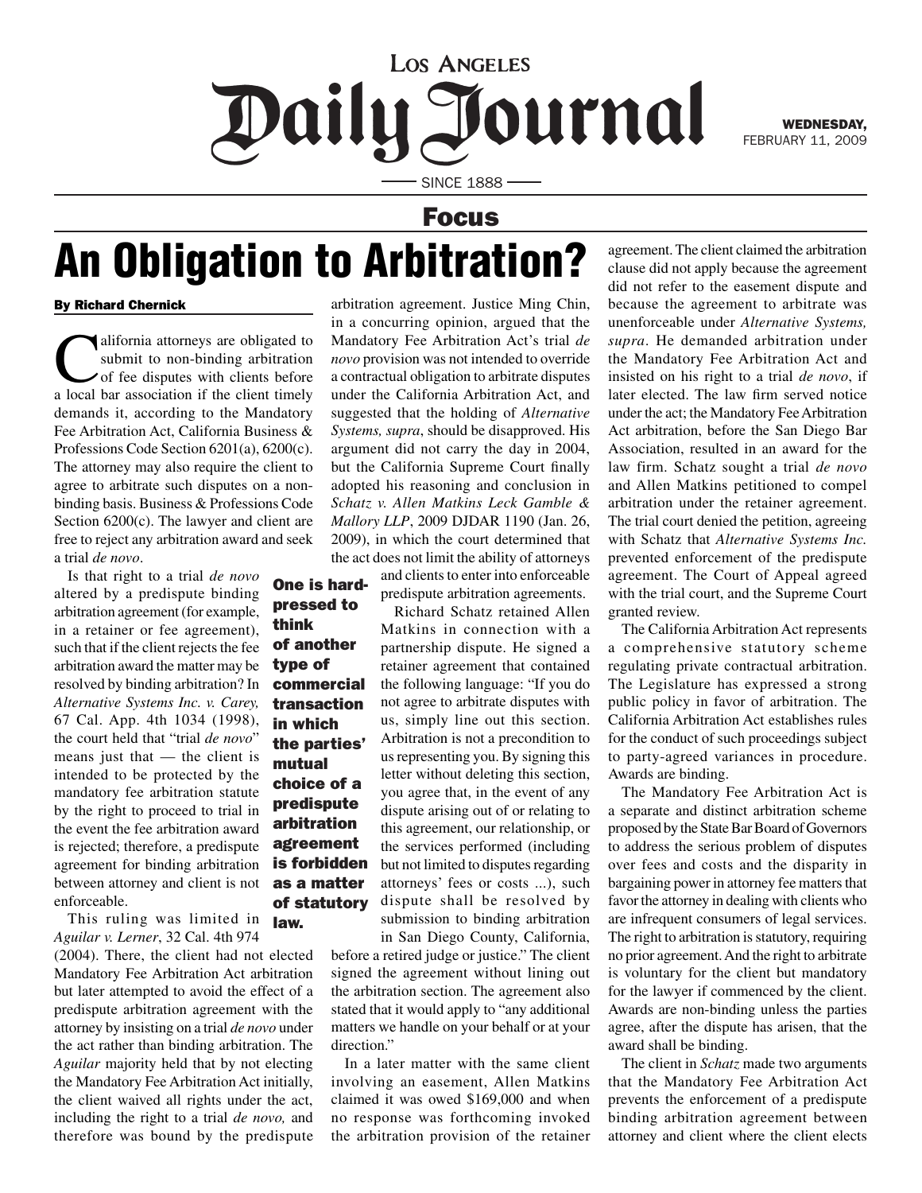# Los Angeles Daily Journal

WEDNESDAY, FEBRUARY 11, 2009

SINCE 1888

## Focus

# An Obligation to Arbitration?

**By Richard Chernick**

California attorneys are obligated to submit to non-binding arbitration of fee disputes with clients before a local bar association if the client timely demands it, according to the Mandatory Fee Arbitration Act, California Business & Professions Code Section 6201(a), 6200(c). The attorney may also require the client to agree to arbitrate such disputes on a non-binding basis. Business & Professions Code Section 6200(c). The lawyer and client are free to reject any arbitration award and seek a trial *de novo*.

Is that right to a trial *de novo* altered by a predispute binding arbitration agreement (for example, in a retainer or fee agreement), such that if the client rejects the fee arbitration award the matter may be resolved by binding arbitration? In *Alternative Systems Inc. v. Carey,* 67 Cal. App. 4th 1034 (1998), the court held that "trial *de novo*" means just that — the client is intended to be protected by the mandatory fee arbitration statute by the right to proceed to trial in the event the fee arbitration award is rejected; therefore, a predispute agreement for binding arbitration between attorney and client is not enforceable.

This ruling was limited in *Aguilar v. Lerner*, 32 Cal. 4th 974 (2004). There, the client had not elected Mandatory Fee Arbitration Act arbitration but later attempted to avoid the effect of a predispute arbitration agreement with the attorney by insisting on a trial *de novo* under the act rather than binding arbitration. The *Aguilar* majority held that by not electing the Mandatory Fee Arbitration Act initially, the client waived all rights under the act, including the right to a trial *de novo,* and therefore was bound by the predispute arbitration agreement. Justice Ming Chin, in a concurring opinion, argued that the Mandatory Fee Arbitration Act's trial *de novo* provision was not intended to override a contractual obligation to arbitrate disputes under the California Arbitration Act, and suggested that the holding of *Alternative Systems, supra*, should be disapproved. His argument did not carry the day in 2004, but the California Supreme Court finally adopted his reasoning and conclusion in *Schatz v. Allen Matkins Leck Gamble & Mallory LLP*, 2009 DJDAR 1190 (Jan. 26, 2009), in which the court determined that the act does not limit the ability of attorneys and clients to enter into enforceable predispute arbitration agreements.

**One is hard-pressed to think of another type of commercial transaction in which the parties' mutual choice of a predispute arbitration agreement is forbidden as a matter of statutory law.**

Richard Schatz retained Allen Matkins in connection with a partnership dispute. He signed a retainer agreement that contained the following language: "If you do not agree to arbitrate disputes with us, simply line out this section. Arbitration is not a precondition to us representing you. By signing this letter without deleting this section, you agree that, in the event of any dispute arising out of or relating to this agreement, our relationship, or the services performed (including but not limited to disputes regarding attorneys' fees or costs ...), such dispute shall be resolved by submission to binding arbitration in San Diego County, California, before a retired judge or justice." The client signed the agreement without lining out the arbitration section. The agreement also stated that it would apply to "any additional matters we handle on your behalf or at your direction."

In a later matter with the same client involving an easement, Allen Matkins claimed it was owed $169,000 and when no response was forthcoming invoked the arbitration provision of the retainer agreement. The client claimed the arbitration clause did not apply because the agreement did not refer to the easement dispute and because the agreement to arbitrate was unenforceable under *Alternative Systems, supra*. He demanded arbitration under the Mandatory Fee Arbitration Act and insisted on his right to a trial *de novo*, if later elected. The law firm served notice under the act; the Mandatory Fee Arbitration Act arbitration, before the San Diego Bar Association, resulted in an award for the law firm. Schatz sought a trial *de novo* and Allen Matkins petitioned to compel arbitration under the retainer agreement. The trial court denied the petition, agreeing with Schatz that *Alternative Systems Inc.* prevented enforcement of the predispute agreement. The Court of Appeal agreed with the trial court, and the Supreme Court granted review.

The California Arbitration Act represents a comprehensive statutory scheme regulating private contractual arbitration. The Legislature has expressed a strong public policy in favor of arbitration. The California Arbitration Act establishes rules for the conduct of such proceedings subject to party-agreed variances in procedure. Awards are binding.

The Mandatory Fee Arbitration Act is a separate and distinct arbitration scheme proposed by the State Bar Board of Governors to address the serious problem of disputes over fees and costs and the disparity in bargaining power in attorney fee matters that favor the attorney in dealing with clients who are infrequent consumers of legal services. The right to arbitration is statutory, requiring no prior agreement. And the right to arbitrate is voluntary for the client but mandatory for the lawyer if commenced by the client. Awards are non-binding unless the parties agree, after the dispute has arisen, that the award shall be binding.

The client in *Schatz* made two arguments that the Mandatory Fee Arbitration Act prevents the enforcement of a predispute binding arbitration agreement between attorney and client where the client elects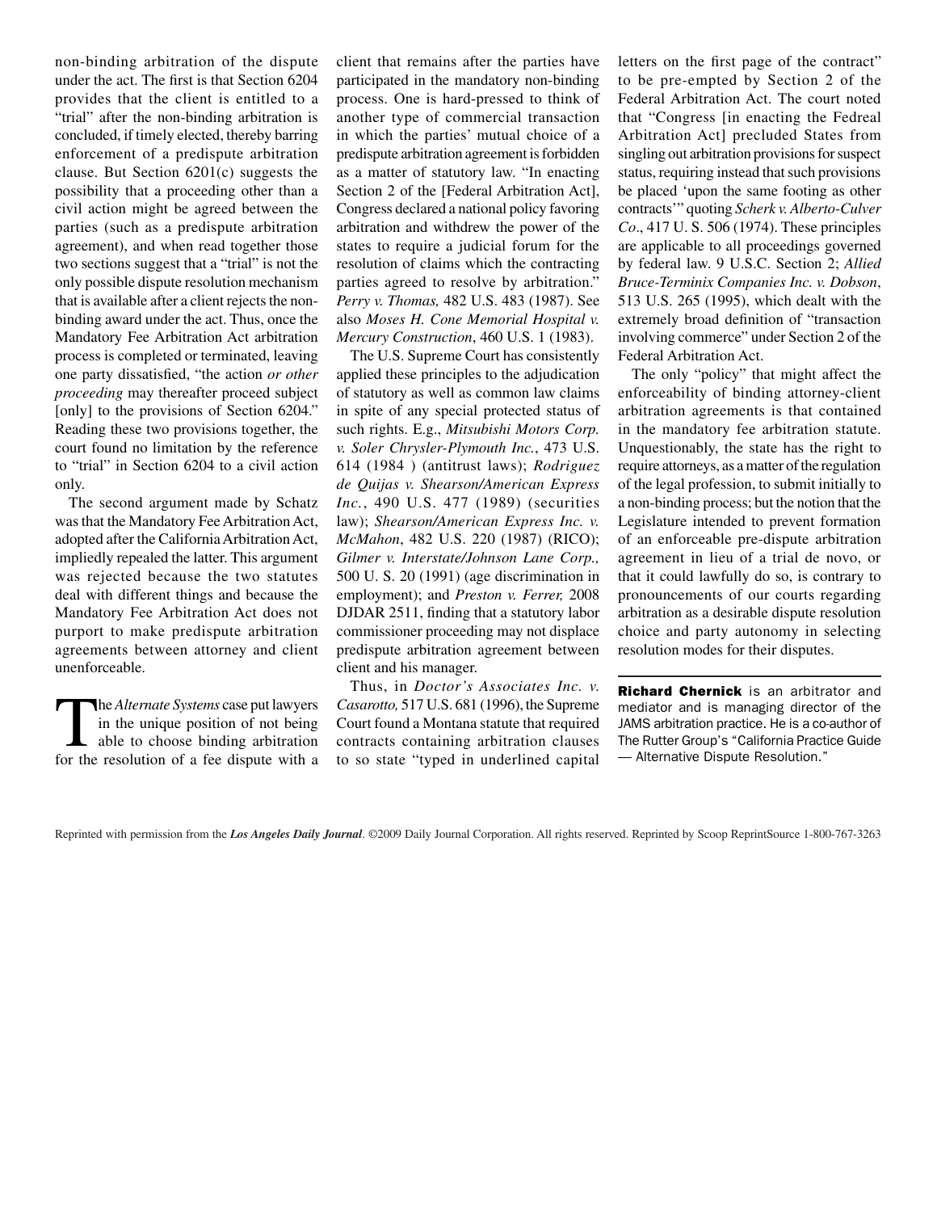non-binding arbitration of the dispute under the act. The first is that Section 6204 provides that the client is entitled to a "trial" after the non-binding arbitration is concluded, if timely elected, thereby barring enforcement of a predispute arbitration clause. But Section 6201(c) suggests the possibility that a proceeding other than a civil action might be agreed between the parties (such as a predispute arbitration agreement), and when read together those two sections suggest that a "trial" is not the only possible dispute resolution mechanism that is available after a client rejects the non-binding award under the act. Thus, once the Mandatory Fee Arbitration Act arbitration process is completed or terminated, leaving one party dissatisfied, "the action *or other proceeding* may thereafter proceed subject [only] to the provisions of Section 6204." Reading these two provisions together, the court found no limitation by the reference to "trial" in Section 6204 to a civil action only.

The second argument made by Schatz was that the Mandatory Fee Arbitration Act, adopted after the California Arbitration Act, impliedly repealed the latter. This argument was rejected because the two statutes deal with different things and because the Mandatory Fee Arbitration Act does not purport to make predispute arbitration agreements between attorney and client unenforceable.

The *Alternate Systems* case put lawyers in the unique position of not being able to choose binding arbitration for the resolution of a fee dispute with a client that remains after the parties have participated in the mandatory non-binding process. One is hard-pressed to think of another type of commercial transaction in which the parties' mutual choice of a predispute arbitration agreement is forbidden as a matter of statutory law. "In enacting Section 2 of the [Federal Arbitration Act], Congress declared a national policy favoring arbitration and withdrew the power of the states to require a judicial forum for the resolution of claims which the contracting parties agreed to resolve by arbitration." *Perry v. Thomas,* 482 U.S. 483 (1987). See also *Moses H. Cone Memorial Hospital v. Mercury Construction*, 460 U.S. 1 (1983).

The U.S. Supreme Court has consistently applied these principles to the adjudication of statutory as well as common law claims in spite of any special protected status of such rights. E.g., *Mitsubishi Motors Corp. v. Soler Chrysler-Plymouth Inc.*, 473 U.S. 614 (1984 ) (antitrust laws); *Rodriguez de Quijas v. Shearson/American Express Inc.*, 490 U.S. 477 (1989) (securities law); *Shearson/American Express Inc. v. McMahon*, 482 U.S. 220 (1987) (RICO); *Gilmer v. Interstate/Johnson Lane Corp.,* 500 U. S. 20 (1991) (age discrimination in employment); and *Preston v. Ferrer,* 2008 DJDAR 2511, finding that a statutory labor commissioner proceeding may not displace predispute arbitration agreement between client and his manager.

Thus, in *Doctor's Associates Inc. v. Casarotto,* 517 U.S. 681 (1996), the Supreme Court found a Montana statute that required contracts containing arbitration clauses to so state "typed in underlined capital letters on the first page of the contract" to be pre-empted by Section 2 of the Federal Arbitration Act. The court noted that "Congress [in enacting the Fedreal Arbitration Act] precluded States from singling out arbitration provisions for suspect status, requiring instead that such provisions be placed 'upon the same footing as other contracts'" quoting *Scherk v. Alberto-Culver Co*., 417 U. S. 506 (1974). These principles are applicable to all proceedings governed by federal law. 9 U.S.C. Section 2; *Allied Bruce-Terminix Companies Inc. v. Dobson*, 513 U.S. 265 (1995), which dealt with the extremely broad definition of "transaction involving commerce" under Section 2 of the Federal Arbitration Act.

The only "policy" that might affect the enforceability of binding attorney-client arbitration agreements is that contained in the mandatory fee arbitration statute. Unquestionably, the state has the right to require attorneys, as a matter of the regulation of the legal profession, to submit initially to a non-binding process; but the notion that the Legislature intended to prevent formation of an enforceable pre-dispute arbitration agreement in lieu of a trial de novo, or that it could lawfully do so, is contrary to pronouncements of our courts regarding arbitration as a desirable dispute resolution choice and party autonomy in selecting resolution modes for their disputes.

**Richard Chernick** is an arbitrator and mediator and is managing director of the JAMS arbitration practice. He is a co-author of The Rutter Group's "California Practice Guide — Alternative Dispute Resolution."

Reprinted with permission from the ***Los Angeles Daily Journal***. ©2009 Daily Journal Corporation. All rights reserved. Reprinted by Scoop ReprintSource 1-800-767-3263